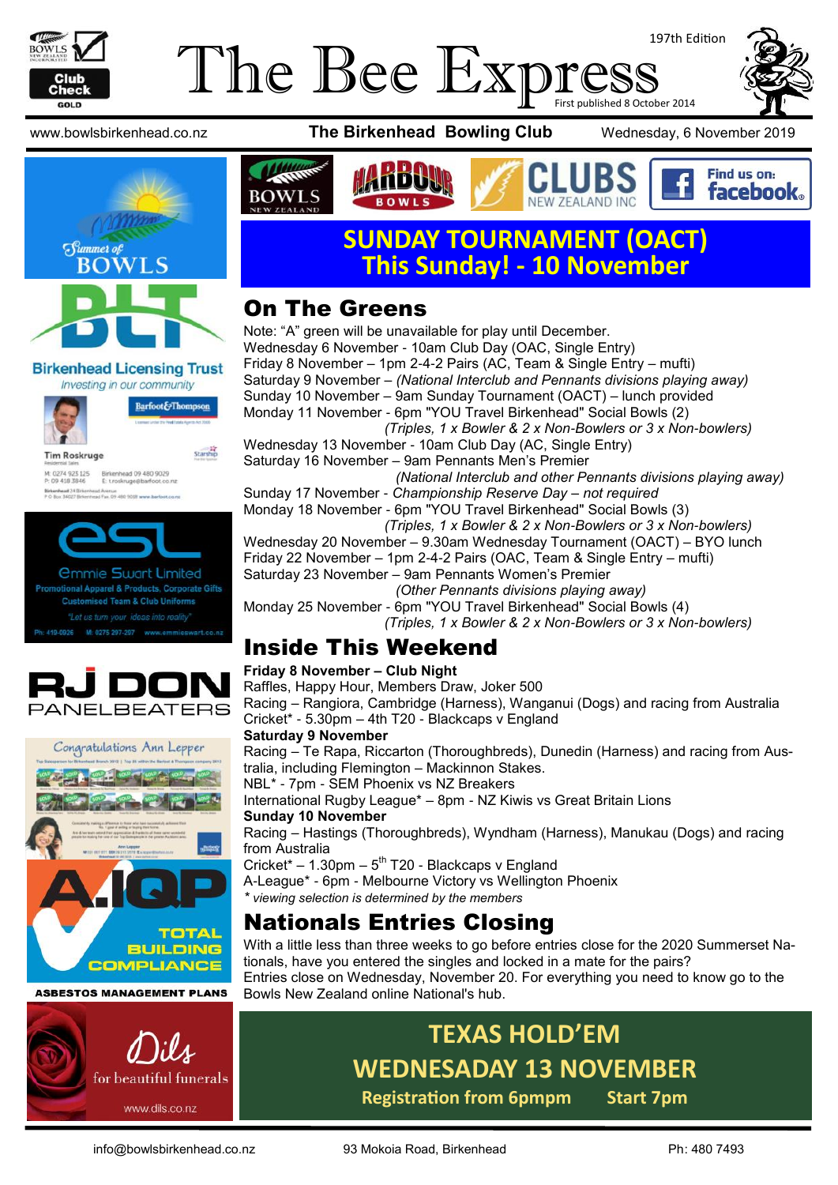# The Bee Express

197th Edition

First published 8 October 2014

www.bowlsbirkenhead.co.nz **The Birkenhead Bowling Club** Wednesday, 6 November 2019

## SUNDAY TOURNAMENT (OACT) This Sunday! - 10 November

## On The Greens

Note: "A" green will be unavailable for play until December.

Wednesday 6 November - 10am Club Day (OAC, Single Entry)

Friday 8 November – 1pm 2-4-2 Pairs (AC, Team & Single Entry – mufti)

Saturday 9 November – *(National Interclub and Pennants divisions playing away)*

Sunday 10 November – 9am Sunday Tournament (OACT) – lunch provided

Monday 11 November - 6pm "YOU Travel Birkenhead" Social Bowls (2)
*(Triples, 1 x Bowler & 2 x Non-Bowlers or 3 x Non-bowlers)*

Wednesday 13 November - 10am Club Day (AC, Single Entry)

Saturday 16 November – 9am Pennants Men's Premier
*(National Interclub and other Pennants divisions playing away)*

Sunday 17 November - *Championship Reserve Day – not required*

Monday 18 November - 6pm "YOU Travel Birkenhead" Social Bowls (3)
*(Triples, 1 x Bowler & 2 x Non-Bowlers or 3 x Non-bowlers)*

Wednesday 20 November – 9.30am Wednesday Tournament (OACT) – BYO lunch

Friday 22 November – 1pm 2-4-2 Pairs (OAC, Team & Single Entry – mufti)

Saturday 23 November – 9am Pennants Women's Premier
*(Other Pennants divisions playing away)*

Monday 25 November - 6pm "YOU Travel Birkenhead" Social Bowls (4)
*(Triples, 1 x Bowler & 2 x Non-Bowlers or 3 x Non-bowlers)*

## Inside This Weekend

**Friday 8 November – Club Night**

Raffles, Happy Hour, Members Draw, Joker 500

Racing – Rangiora, Cambridge (Harness), Wanganui (Dogs) and racing from Australia

Cricket* - 5.30pm – 4th T20 - Blackcaps v England

**Saturday 9 November**

Racing – Te Rapa, Riccarton (Thoroughbreds), Dunedin (Harness) and racing from Australia, including Flemington – Mackinnon Stakes.

NBL* - 7pm - SEM Phoenix vs NZ Breakers

International Rugby League* – 8pm - NZ Kiwis vs Great Britain Lions

**Sunday 10 November**

Racing – Hastings (Thoroughbreds), Wyndham (Harness), Manukau (Dogs) and racing from Australia

Cricket* – 1.30pm – 5th T20 - Blackcaps v England

A-League* - 6pm - Melbourne Victory vs Wellington Phoenix

*\* viewing selection is determined by the members*

## Nationals Entries Closing

With a little less than three weeks to go before entries close for the 2020 Summerset Nationals, have you entered the singles and locked in a mate for the pairs?
Entries close on Wednesday, November 20. For everything you need to know go to the Bowls New Zealand online National's hub.

## TEXAS HOLD'EM
## WEDNESADAY 13 NOVEMBER

**Registration from 6pmpm Start 7pm**

Summer of BOWLS

BLT — Birkenhead Licensing Trust — Investing in our community

Tim Roskruge — Barfoot&Thompson — M: 0274 923 125 P: 09 418 3846 Birkenhead 09 480 9029 E: t.roskruge@barfoot.co.nz

esl — Emmie Swart Limited — Promotional Apparel & Products, Corporate Gifts — Customised Team & Club Uniforms — "Let us turn your ideas into reality" — Ph: 410-0026 M: 0275 297-207 www.emmieswart.co.nz

RJ DON PANELBEATERS

Congratulations Ann Lepper

A.IQP — TOTAL BUILDING COMPLIANCE — ASBESTOS MANAGEMENT PLANS

Dils — for beautiful funerals — www.dils.co.nz

info@bowlsbirkenhead.co.nz 93 Mokoia Road, Birkenhead Ph: 480 7493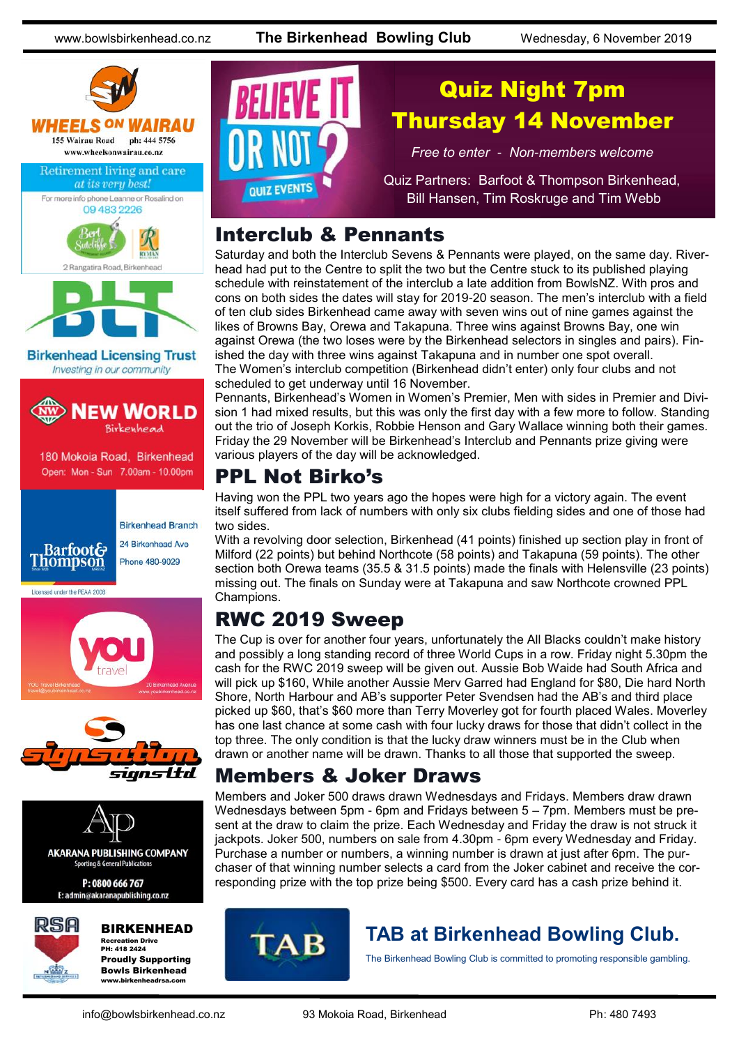## Quiz Night 7pm Thursday 14 November

BELIEVE IT OR NOT? QUIZ EVENTS

*Free to enter - Non-members welcome*

Quiz Partners: Barfoot & Thompson Birkenhead, Bill Hansen, Tim Roskruge and Tim Webb

# Interclub & Pennants

Saturday and both the Interclub Sevens & Pennants were played, on the same day. Riverhead had put to the Centre to split the two but the Centre stuck to its published playing schedule with reinstatement of the interclub a late addition from BowlsNZ. With pros and cons on both sides the dates will stay for 2019-20 season. The men's interclub with a field of ten club sides Birkenhead came away with seven wins out of nine games against the likes of Browns Bay, Orewa and Takapuna. Three wins against Browns Bay, one win against Orewa (the two loses were by the Birkenhead selectors in singles and pairs). Finished the day with three wins against Takapuna and in number one spot overall.

The Women's interclub competition (Birkenhead didn't enter) only four clubs and not scheduled to get underway until 16 November.

Pennants, Birkenhead's Women in Women's Premier, Men with sides in Premier and Division 1 had mixed results, but this was only the first day with a few more to follow. Standing out the trio of Joseph Korkis, Robbie Henson and Gary Wallace winning both their games. Friday the 29 November will be Birkenhead's Interclub and Pennants prize giving were various players of the day will be acknowledged.

# PPL Not Birko's

Having won the PPL two years ago the hopes were high for a victory again. The event itself suffered from lack of numbers with only six clubs fielding sides and one of those had two sides.

With a revolving door selection, Birkenhead (41 points) finished up section play in front of Milford (22 points) but behind Northcote (58 points) and Takapuna (59 points). The other section both Orewa teams (35.5 & 31.5 points) made the finals with Helensville (23 points) missing out. The finals on Sunday were at Takapuna and saw Northcote crowned PPL Champions.

# RWC 2019 Sweep

The Cup is over for another four years, unfortunately the All Blacks couldn't make history and possibly a long standing record of three World Cups in a row. Friday night 5.30pm the cash for the RWC 2019 sweep will be given out. Aussie Bob Waide had South Africa and will pick up $160, While another Aussie Merv Garred had England for $80, Die hard North Shore, North Harbour and AB's supporter Peter Svendsen had the AB's and third place picked up $60, that's $60 more than Terry Moverley got for fourth placed Wales. Moverley has one last chance at some cash with four lucky draws for those that didn't collect in the top three. The only condition is that the lucky draw winners must be in the Club when drawn or another name will be drawn. Thanks to all those that supported the sweep.

# Members & Joker Draws

Members and Joker 500 draws drawn Wednesdays and Fridays. Members draw drawn Wednesdays between 5pm - 6pm and Fridays between 5 – 7pm. Members must be present at the draw to claim the prize. Each Wednesday and Friday the draw is not struck it jackpots. Joker 500, numbers on sale from 4.30pm - 6pm every Wednesday and Friday. Purchase a number or numbers, a winning number is drawn at just after 6pm. The purchaser of that winning number selects a card from the Joker cabinet and receive the corresponding prize with the top prize being $500. Every card has a cash prize behind it.

## TAB at Birkenhead Bowling Club.

The Birkenhead Bowling Club is committed to promoting responsible gambling.

---

**WHEELS ON WAIRAU**
155 Wairau Road ph: 444 5756
www.wheelsonwairau.co.nz

Retirement living and care *at its very best!*
For more info phone Leanne or Rosalind on 09 483 2226
Bert Sutcliffe Retirement Village — RYMAN
2 Rangatira Road, Birkenhead

**BLT**
Birkenhead Licensing Trust
*Investing in our community*

**NEW WORLD** Birkenhead
180 Mokoia Road, Birkenhead
Open: Mon - Sun 7.00am - 10.00pm

**Barfoot & Thompson**
Birkenhead Branch
24 Birkenhead Ave
Phone 480-9029
Licensed under the REAA 2008

**you travel**
YOU Travel Birkenhead
travel@youbirkenhead.co.nz
20 Birkenhead Avenue
www.youbirkenhead.co.nz

**signsation signs ltd**

**AKARANA PUBLISHING COMPANY**
Sporting & General Publications
P: 0800 666 767
E: admin@akaranapublishing.co.nz

**RSA BIRKENHEAD**
Recreation Drive
PH: 418 2424
Proudly Supporting Bowls Birkenhead
www.birkenheadrsa.com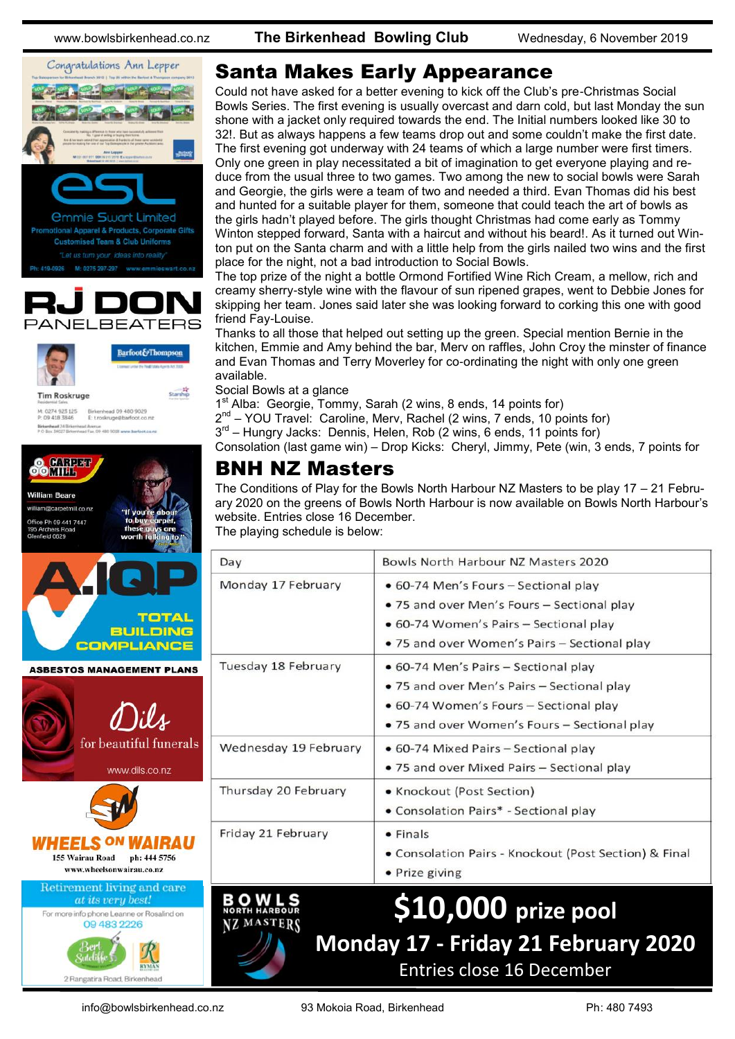# Santa Makes Early Appearance

Could not have asked for a better evening to kick off the Club's pre-Christmas Social Bowls Series. The first evening is usually overcast and darn cold, but last Monday the sun shone with a jacket only required towards the end. The Initial numbers looked like 30 to 32!. But as always happens a few teams drop out and some couldn't make the first date. The first evening got underway with 24 teams of which a large number were first timers. Only one green in play necessitated a bit of imagination to get everyone playing and reduce from the usual three to two games. Two among the new to social bowls were Sarah and Georgie, the girls were a team of two and needed a third. Evan Thomas did his best and hunted for a suitable player for them, someone that could teach the art of bowls as the girls hadn't played before. The girls thought Christmas had come early as Tommy Winton stepped forward, Santa with a haircut and without his beard!. As it turned out Winton put on the Santa charm and with a little help from the girls nailed two wins and the first place for the night, not a bad introduction to Social Bowls.

The top prize of the night a bottle Ormond Fortified Wine Rich Cream, a mellow, rich and creamy sherry-style wine with the flavour of sun ripened grapes, went to Debbie Jones for skipping her team. Jones said later she was looking forward to corking this one with good friend Fay-Louise.

Thanks to all those that helped out setting up the green. Special mention Bernie in the kitchen, Emmie and Amy behind the bar, Merv on raffles, John Croy the minster of finance and Evan Thomas and Terry Moverley for co-ordinating the night with only one green available.

Social Bowls at a glance

1st Alba: Georgie, Tommy, Sarah (2 wins, 8 ends, 14 points for)

2nd – YOU Travel: Caroline, Merv, Rachel (2 wins, 7 ends, 10 points for)

3rd – Hungry Jacks: Dennis, Helen, Rob (2 wins, 6 ends, 11 points for)

Consolation (last game win) – Drop Kicks: Cheryl, Jimmy, Pete (win, 3 ends, 7 points for

# BNH NZ Masters

The Conditions of Play for the Bowls North Harbour NZ Masters to be play 17 – 21 February 2020 on the greens of Bowls North Harbour is now available on Bowls North Harbour's website. Entries close 16 December.

The playing schedule is below:

| Day | Bowls North Harbour NZ Masters 2020 |
|---|---|
| Monday 17 February | • 60-74 Men's Fours – Sectional play<br>• 75 and over Men's Fours – Sectional play<br>• 60-74 Women's Pairs – Sectional play<br>• 75 and over Women's Pairs – Sectional play |
| Tuesday 18 February | • 60-74 Men's Pairs – Sectional play<br>• 75 and over Men's Pairs – Sectional play<br>• 60-74 Women's Fours – Sectional play<br>• 75 and over Women's Fours – Sectional play |
| Wednesday 19 February | • 60-74 Mixed Pairs – Sectional play<br>• 75 and over Mixed Pairs – Sectional play |
| Thursday 20 February | • Knockout (Post Section)<br>• Consolation Pairs* - Sectional play |
| Friday 21 February | • Finals<br>• Consolation Pairs - Knockout (Post Section) & Final<br>• Prize giving |

BOWLS NORTH HARBOUR NZ MASTERS

**$10,000 prize pool**

**Monday 17 - Friday 21 February 2020**

Entries close 16 December

---

Congratulations Ann Lepper

Emmie Swart Limited — Promotional Apparel & Products, Corporate Gifts, Customised Team & Club Uniforms. "Let us turn your ideas into reality" Ph: 419-0926 M: 0275 297-297 www.emmieswart.co.nz

RJ DON PANELBEATERS

Tim Roskruge — Barfoot&Thompson, Residential Sales. M: 0274 923 125 P: 09 418 3846 Birkenhead 09 480 9029 E: t.roskruge@barfoot.co.nz

Carpet Mill — William Beare, william@carpetmill.co.nz, Office Ph 09 441 7447, 195 Archers Road Glenfield 0629. "If you're about to buy carpet, these guys are worth talking to!"

A.IQP TOTAL BUILDING COMPLIANCE — ASBESTOS MANAGEMENT PLANS

Dils for beautiful funerals — www.dils.co.nz

WHEELS ON WAIRAU — 155 Wairau Road ph: 444 5756 www.wheelsonwairau.co.nz

Retirement living and care at its very best! For more info phone Leanne or Rosalind on 09 483 2226 — Bert Sutcliffe, Ryman — 2 Rangatira Road, Birkenhead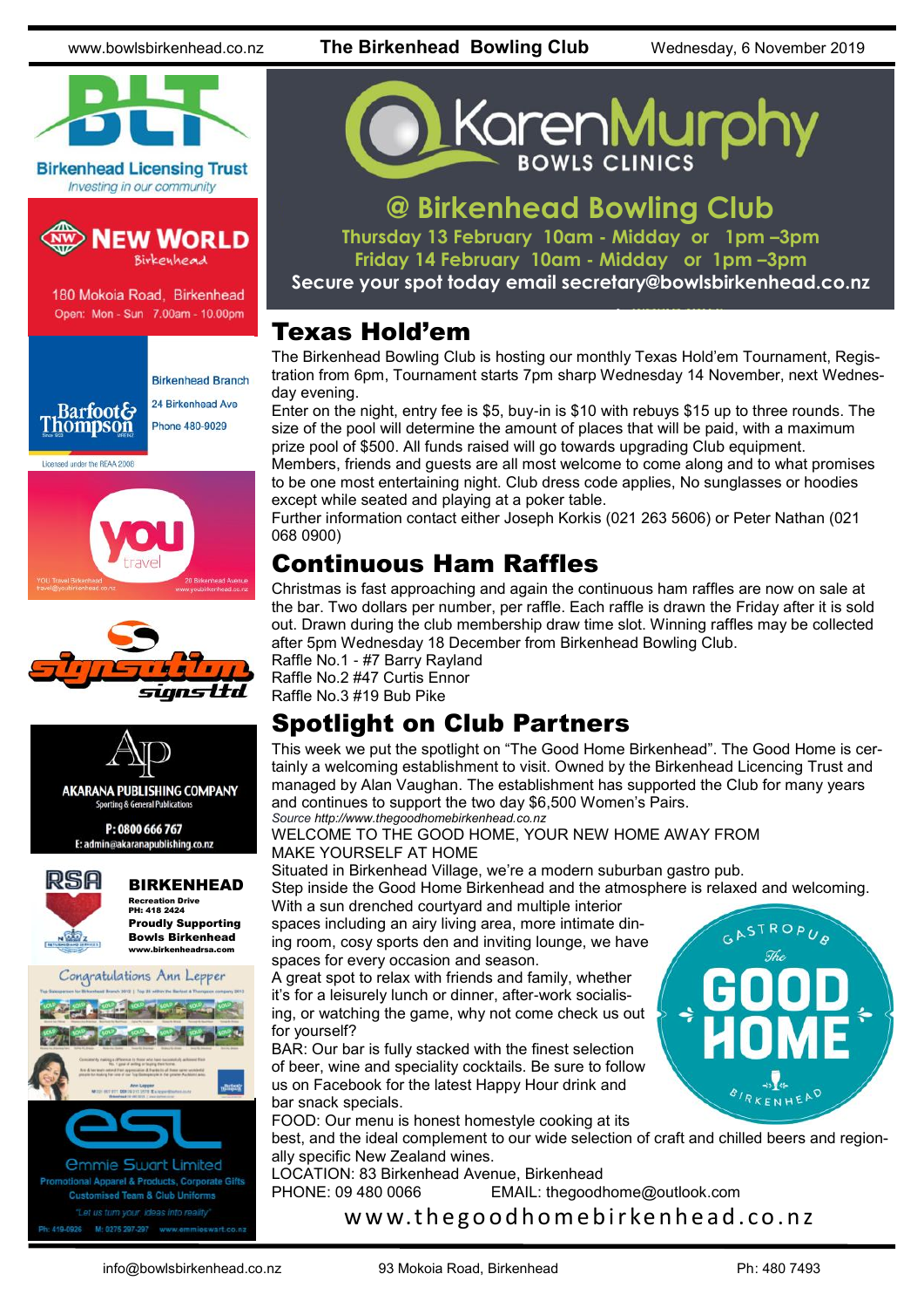# KarenMurphy BOWLS CLINICS

## @ Birkenhead Bowling Club

**Thursday 13 February 10am - Midday or 1pm –3pm**

**Friday 14 February 10am - Midday or 1pm –3pm**

**Secure your spot today email secretary@bowlsbirkenhead.co.nz**

## Texas Hold'em

The Birkenhead Bowling Club is hosting our monthly Texas Hold'em Tournament, Registration from 6pm, Tournament starts 7pm sharp Wednesday 14 November, next Wednesday evening.

Enter on the night, entry fee is $5, buy-in is $10 with rebuys $15 up to three rounds. The size of the pool will determine the amount of places that will be paid, with a maximum prize pool of $500. All funds raised will go towards upgrading Club equipment.

Members, friends and guests are all most welcome to come along and to what promises to be one most entertaining night. Club dress code applies, No sunglasses or hoodies except while seated and playing at a poker table.

Further information contact either Joseph Korkis (021 263 5606) or Peter Nathan (021 068 0900)

## Continuous Ham Raffles

Christmas is fast approaching and again the continuous ham raffles are now on sale at the bar. Two dollars per number, per raffle. Each raffle is drawn the Friday after it is sold out. Drawn during the club membership draw time slot. Winning raffles may be collected after 5pm Wednesday 18 December from Birkenhead Bowling Club.

Raffle No.1 - #7 Barry Rayland
Raffle No.2 #47 Curtis Ennor
Raffle No.3 #19 Bub Pike

## Spotlight on Club Partners

This week we put the spotlight on "The Good Home Birkenhead". The Good Home is certainly a welcoming establishment to visit. Owned by the Birkenhead Licencing Trust and managed by Alan Vaughan. The establishment has supported the Club for many years and continues to support the two day $6,500 Women's Pairs.

*Source http://www.thegoodhomebirkenhead.co.nz*

WELCOME TO THE GOOD HOME, YOUR NEW HOME AWAY FROM MAKE YOURSELF AT HOME

Situated in Birkenhead Village, we're a modern suburban gastro pub.

Step inside the Good Home Birkenhead and the atmosphere is relaxed and welcoming. With a sun drenched courtyard and multiple interior spaces including an airy living area, more intimate dining room, cosy sports den and inviting lounge, we have spaces for every occasion and season.

A great spot to relax with friends and family, whether it's for a leisurely lunch or dinner, after-work socialising, or watching the game, why not come check us out for yourself?

BAR: Our bar is fully stacked with the finest selection of beer, wine and speciality cocktails. Be sure to follow us on Facebook for the latest Happy Hour drink and bar snack specials.

FOOD: Our menu is honest homestyle cooking at its best, and the ideal complement to our wide selection of craft and chilled beers and regionally specific New Zealand wines.

LOCATION: 83 Birkenhead Avenue, Birkenhead

PHONE: 09 480 0066 EMAIL: thegoodhome@outlook.com

www.thegoodhomebirkenhead.co.nz

GASTROPUB The GOOD HOME BIRKENHEAD

---

Birkenhead Licensing Trust
Investing in our community

NEW WORLD Birkenhead
180 Mokoia Road, Birkenhead
Open: Mon - Sun 7.00am - 10.00pm

Barfoot & Thompson
Birkenhead Branch
24 Birkenhead Ave
Phone 480-9029
Licensed under the REAA 2008

you travel
YOU Travel Birkenhead travel@youbirkenhead.co.nz
20 Birkenhead Avenue www.youbirkenhead.co.nz

signsation signs ltd

AKARANA PUBLISHING COMPANY
Sporting & General Publications
P: 0800 666 767
E: admin@akaranapublishing.co.nz

RSA BIRKENHEAD
Recreation Drive
PH: 418 2424
Proudly Supporting Bowls Birkenhead
www.birkenheadrsa.com

Congratulations Ann Lepper

esl
Emmie Swart Limited
Promotional Apparel & Products, Corporate Gifts
Customised Team & Club Uniforms
"Let us turn your ideas into reality"
Ph: 419-0926 M: 0275 297-297 www.emmieswart.co.nz